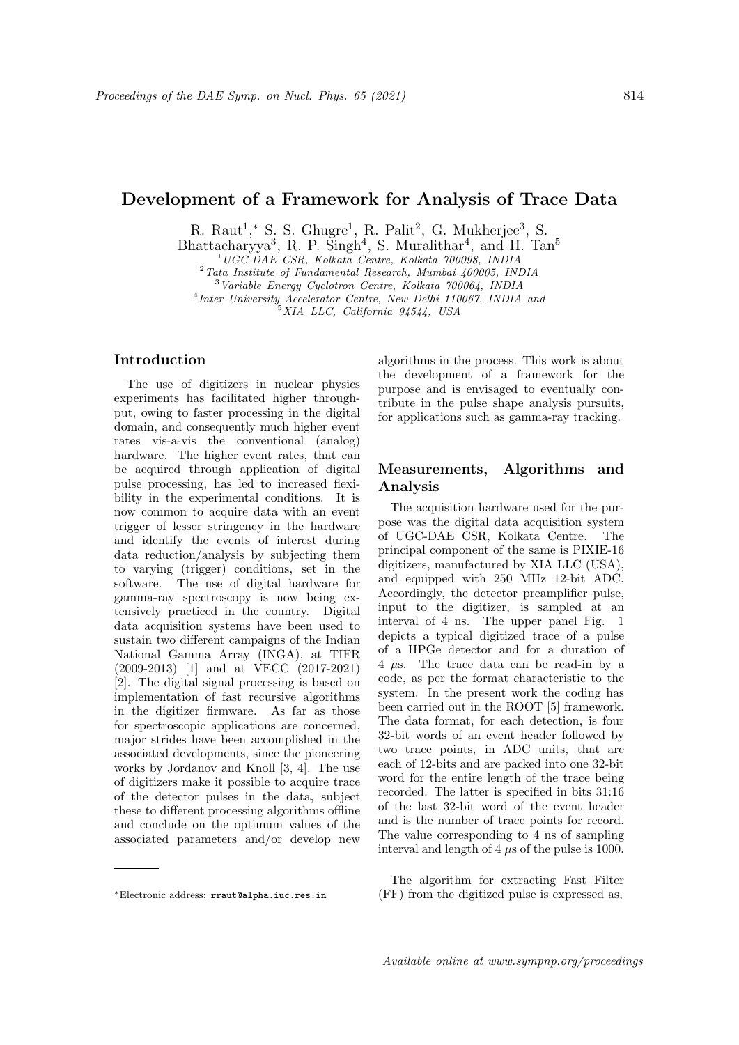# Development of a Framework for Analysis of Trace Data

R. Raut[1],* S. S. Ghugre[1], R. Palit[2], G. Mukherjee[3], S. Bhattacharyya[3], R. P. Singh[4], S. Muralithar[4], and H. Tan[5]

[1] *UGC-DAE CSR, Kolkata Centre, Kolkata 700098, INDIA*
[2] *Tata Institute of Fundamental Research, Mumbai 400005, INDIA*
[3] *Variable Energy Cyclotron Centre, Kolkata 700064, INDIA*
[4] *Inter University Accelerator Centre, New Delhi 110067, INDIA and*
[5] *XIA LLC, California 94544, USA*

## Introduction

The use of digitizers in nuclear physics experiments has facilitated higher throughput, owing to faster processing in the digital domain, and consequently much higher event rates vis-a-vis the conventional (analog) hardware. The higher event rates, that can be acquired through application of digital pulse processing, has led to increased flexibility in the experimental conditions. It is now common to acquire data with an event trigger of lesser stringency in the hardware and identify the events of interest during data reduction/analysis by subjecting them to varying (trigger) conditions, set in the software. The use of digital hardware for gamma-ray spectroscopy is now being extensively practiced in the country. Digital data acquisition systems have been used to sustain two different campaigns of the Indian National Gamma Array (INGA), at TIFR (2009-2013) [1] and at VECC (2017-2021) [2]. The digital signal processing is based on implementation of fast recursive algorithms in the digitizer firmware. As far as those for spectroscopic applications are concerned, major strides have been accomplished in the associated developments, since the pioneering works by Jordanov and Knoll [3, 4]. The use of digitizers make it possible to acquire trace of the detector pulses in the data, subject these to different processing algorithms offline and conclude on the optimum values of the associated parameters and/or develop new algorithms in the process. This work is about the development of a framework for the purpose and is envisaged to eventually contribute in the pulse shape analysis pursuits, for applications such as gamma-ray tracking.

## Measurements, Algorithms and Analysis

The acquisition hardware used for the purpose was the digital data acquisition system of UGC-DAE CSR, Kolkata Centre. The principal component of the same is PIXIE-16 digitizers, manufactured by XIA LLC (USA), and equipped with 250 MHz 12-bit ADC. Accordingly, the detector preamplifier pulse, input to the digitizer, is sampled at an interval of 4 ns. The upper panel Fig. 1 depicts a typical digitized trace of a pulse of a HPGe detector and for a duration of 4 $\mu$s. The trace data can be read-in by a code, as per the format characteristic to the system. In the present work the coding has been carried out in the ROOT [5] framework. The data format, for each detection, is four 32-bit words of an event header followed by two trace points, in ADC units, that are each of 12-bits and are packed into one 32-bit word for the entire length of the trace being recorded. The latter is specified in bits 31:16 of the last 32-bit word of the event header and is the number of trace points for record. The value corresponding to 4 ns of sampling interval and length of 4 $\mu$s of the pulse is 1000.

The algorithm for extracting Fast Filter (FF) from the digitized pulse is expressed as,

*Electronic address: rraut@alpha.iuc.res.in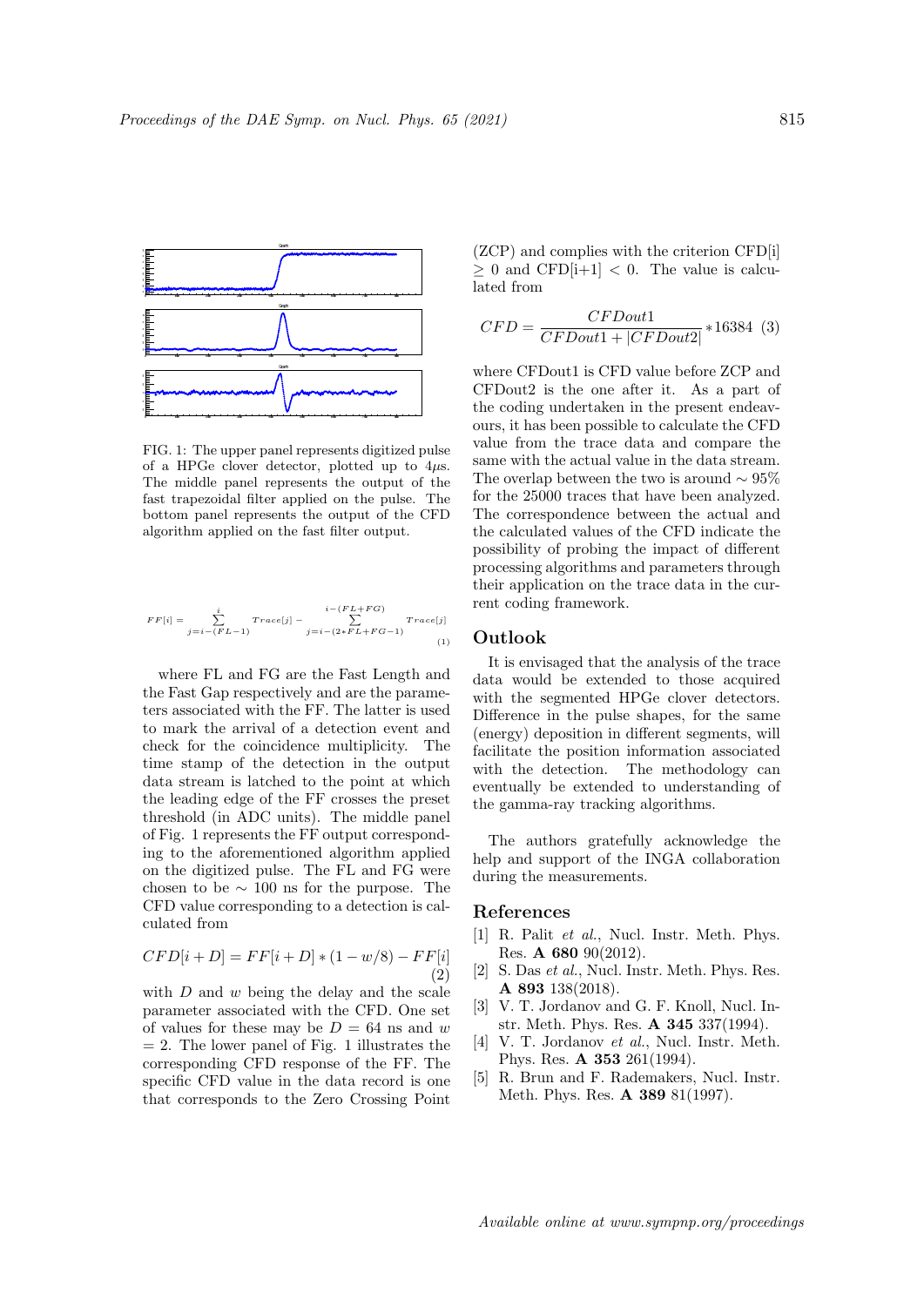Graph

Graph

Graph

FIG. 1: The upper panel represents digitized pulse of a HPGe clover detector, plotted up to 4$\mu$s. The middle panel represents the output of the fast trapezoidal filter applied on the pulse. The bottom panel represents the output of the CFD algorithm applied on the fast filter output.

$$FF[i] = \sum_{j=i-(FL-1)}^{i} Trace[j] - \sum_{j=i-(2*FL+FG-1)}^{i-(FL+FG)} Trace[j] \quad (1)$$

where FL and FG are the Fast Length and the Fast Gap respectively and are the parameters associated with the FF. The latter is used to mark the arrival of a detection event and check for the coincidence multiplicity. The time stamp of the detection in the output data stream is latched to the point at which the leading edge of the FF crosses the preset threshold (in ADC units). The middle panel of Fig. 1 represents the FF output corresponding to the aforementioned algorithm applied on the digitized pulse. The FL and FG were chosen to be ∼ 100 ns for the purpose. The CFD value corresponding to a detection is calculated from

$$CFD[i+D] = FF[i+D]*(1-w/8) - FF[i] \quad (2)$$

with $D$ and $w$ being the delay and the scale parameter associated with the CFD. One set of values for these may be $D$ = 64 ns and $w$ = 2. The lower panel of Fig. 1 illustrates the corresponding CFD response of the FF. The specific CFD value in the data record is one that corresponds to the Zero Crossing Point (ZCP) and complies with the criterion CFD[i] $\geq$ 0 and CFD[i+1] $<$ 0. The value is calculated from

$$CFD = \frac{CFDout1}{CFDout1 + |CFDout2|} * 16384 \quad (3)$$

where CFDout1 is CFD value before ZCP and CFDout2 is the one after it. As a part of the coding undertaken in the present endeavours, it has been possible to calculate the CFD value from the trace data and compare the same with the actual value in the data stream. The overlap between the two is around ∼ 95% for the 25000 traces that have been analyzed. The correspondence between the actual and the calculated values of the CFD indicate the possibility of probing the impact of different processing algorithms and parameters through their application on the trace data in the current coding framework.

## Outlook

It is envisaged that the analysis of the trace data would be extended to those acquired with the segmented HPGe clover detectors. Difference in the pulse shapes, for the same (energy) deposition in different segments, will facilitate the position information associated with the detection. The methodology can eventually be extended to understanding of the gamma-ray tracking algorithms.

The authors gratefully acknowledge the help and support of the INGA collaboration during the measurements.

## References

[1] R. Palit *et al.*, Nucl. Instr. Meth. Phys. Res. **A 680** 90(2012).

[2] S. Das *et al.*, Nucl. Instr. Meth. Phys. Res. **A 893** 138(2018).

[3] V. T. Jordanov and G. F. Knoll, Nucl. Instr. Meth. Phys. Res. **A 345** 337(1994).

[4] V. T. Jordanov *et al.*, Nucl. Instr. Meth. Phys. Res. **A 353** 261(1994).

[5] R. Brun and F. Rademakers, Nucl. Instr. Meth. Phys. Res. **A 389** 81(1997).